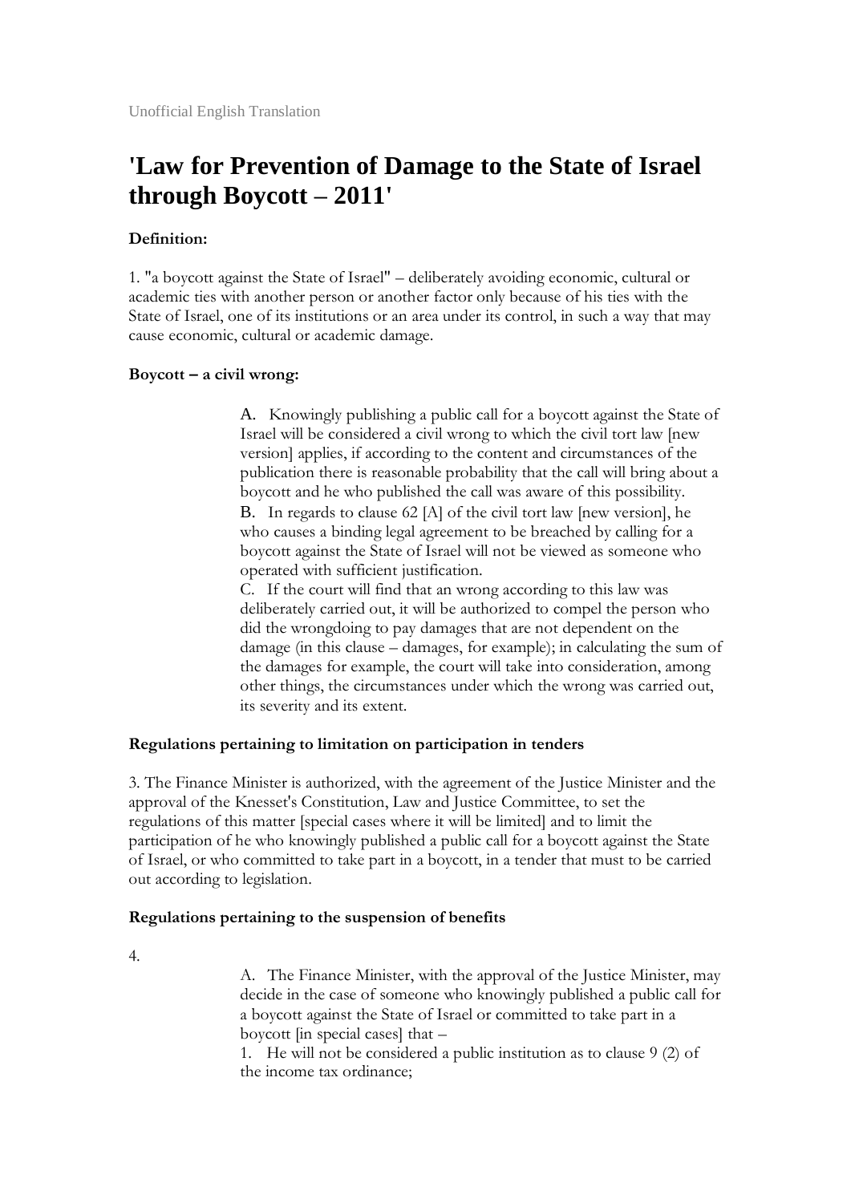Unofficial English Translation

# 'Law for Prevention of Damage to the State of Israel through Boycott – 2011'

**Definition:**

1. "a boycott against the State of Israel" – deliberately avoiding economic, cultural or academic ties with another person or another factor only because of his ties with the State of Israel, one of its institutions or an area under its control, in such a way that may cause economic, cultural or academic damage.

**Boycott – a civil wrong:**

A. Knowingly publishing a public call for a boycott against the State of Israel will be considered a civil wrong to which the civil tort law [new version] applies, if according to the content and circumstances of the publication there is reasonable probability that the call will bring about a boycott and he who published the call was aware of this possibility.
B. In regards to clause 62 [A] of the civil tort law [new version], he who causes a binding legal agreement to be breached by calling for a boycott against the State of Israel will not be viewed as someone who operated with sufficient justification.
C. If the court will find that an wrong according to this law was deliberately carried out, it will be authorized to compel the person who did the wrongdoing to pay damages that are not dependent on the damage (in this clause – damages, for example); in calculating the sum of the damages for example, the court will take into consideration, among other things, the circumstances under which the wrong was carried out, its severity and its extent.

**Regulations pertaining to limitation on participation in tenders**

3. The Finance Minister is authorized, with the agreement of the Justice Minister and the approval of the Knesset's Constitution, Law and Justice Committee, to set the regulations of this matter [special cases where it will be limited] and to limit the participation of he who knowingly published a public call for a boycott against the State of Israel, or who committed to take part in a boycott, in a tender that must to be carried out according to legislation.

**Regulations pertaining to the suspension of benefits**

4.

A. The Finance Minister, with the approval of the Justice Minister, may decide in the case of someone who knowingly published a public call for a boycott against the State of Israel or committed to take part in a boycott [in special cases] that –
1. He will not be considered a public institution as to clause 9 (2) of the income tax ordinance;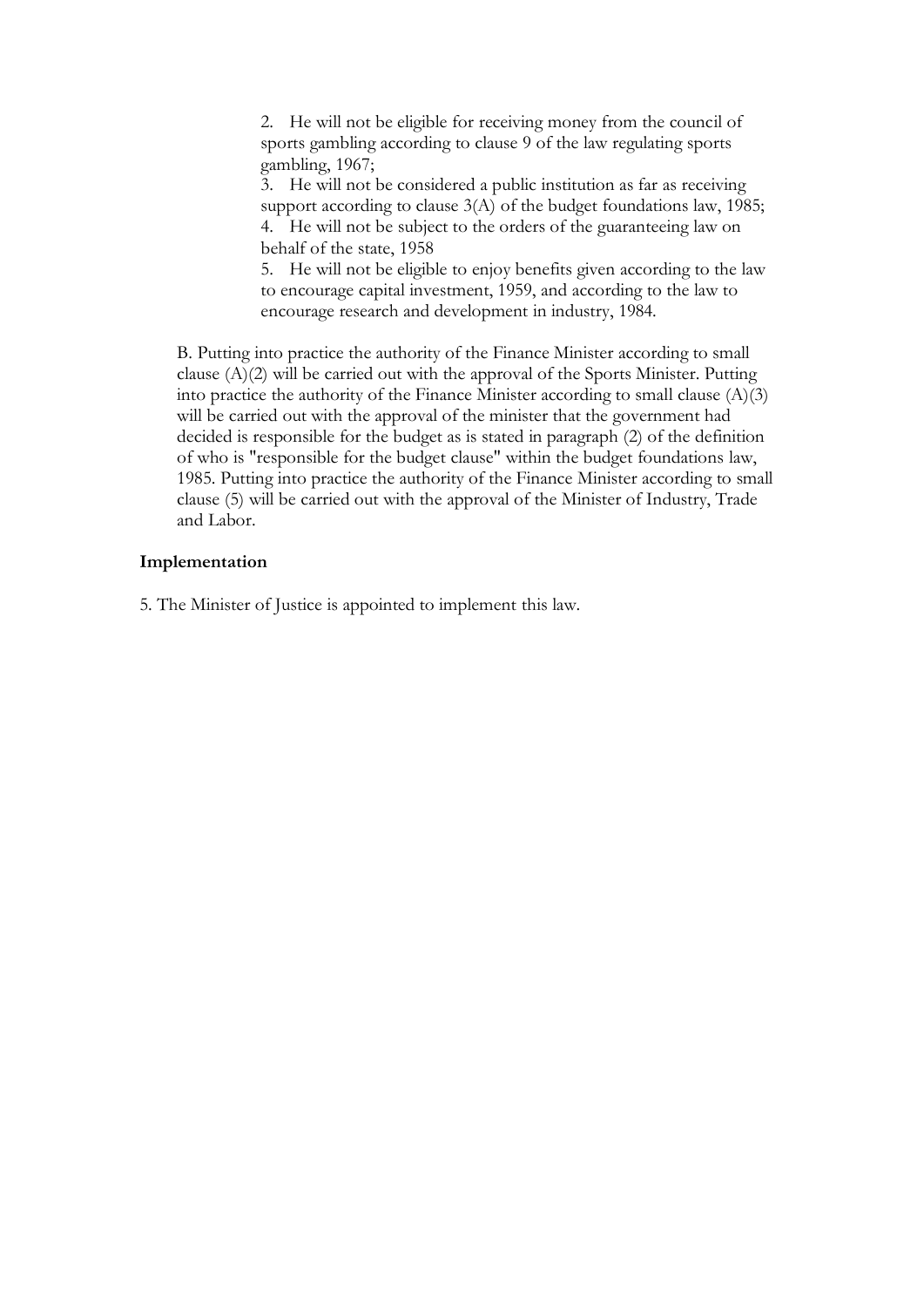2. He will not be eligible for receiving money from the council of sports gambling according to clause 9 of the law regulating sports gambling, 1967;
3. He will not be considered a public institution as far as receiving support according to clause 3(A) of the budget foundations law, 1985;
4. He will not be subject to the orders of the guaranteeing law on behalf of the state, 1958
5. He will not be eligible to enjoy benefits given according to the law to encourage capital investment, 1959, and according to the law to encourage research and development in industry, 1984.

B. Putting into practice the authority of the Finance Minister according to small clause (A)(2) will be carried out with the approval of the Sports Minister. Putting into practice the authority of the Finance Minister according to small clause (A)(3) will be carried out with the approval of the minister that the government had decided is responsible for the budget as is stated in paragraph (2) of the definition of who is "responsible for the budget clause" within the budget foundations law, 1985. Putting into practice the authority of the Finance Minister according to small clause (5) will be carried out with the approval of the Minister of Industry, Trade and Labor.

**Implementation**

5. The Minister of Justice is appointed to implement this law.